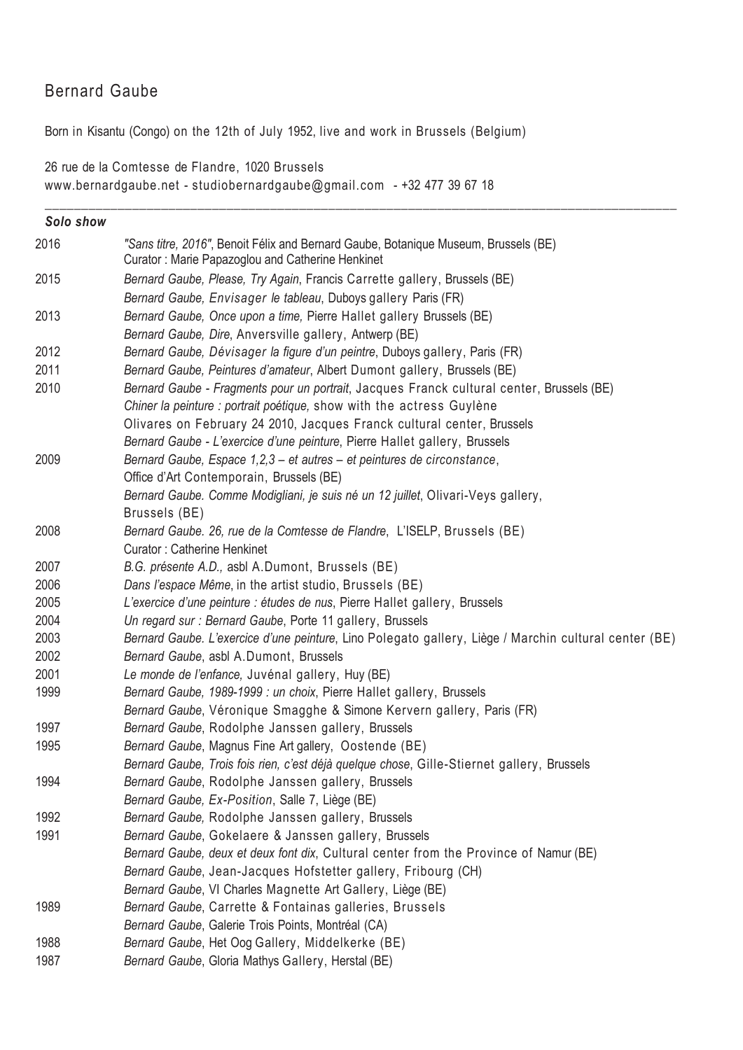# Bernard Gaube

Born in Kisantu (Congo) on the 12th of July 1952, live and work in Brussels (Belgium)

26 rue de la Comtesse de Flandre, 1020 Brussels
www.bernardgaube.net - studiobernardgaube@gmail.com - +32 477 39 67 18

---

### *Solo show*

| | |
|---|---|
| 2016 | *"Sans titre, 2016"*, Benoit Félix and Bernard Gaube, Botanique Museum, Brussels (BE)<br>Curator : Marie Papazoglou and Catherine Henkinet |
| 2015 | *Bernard Gaube, Please, Try Again*, Francis Carrette gallery, Brussels (BE) |
| | *Bernard Gaube, Envisager le tableau*, Duboys gallery Paris (FR) |
| 2013 | *Bernard Gaube, Once upon a time,* Pierre Hallet gallery Brussels (BE) |
| | *Bernard Gaube, Dire*, Anversville gallery, Antwerp (BE) |
| 2012 | *Bernard Gaube, Dévisager la figure d'un peintre*, Duboys gallery, Paris (FR) |
| 2011 | *Bernard Gaube, Peintures d'amateur*, Albert Dumont gallery, Brussels (BE) |
| 2010 | *Bernard Gaube - Fragments pour un portrait*, Jacques Franck cultural center, Brussels (BE) |
| | *Chiner la peinture : portrait poétique,* show with the actress Guylène Olivares on February 24 2010, Jacques Franck cultural center, Brussels |
| | *Bernard Gaube - L'exercice d'une peinture*, Pierre Hallet gallery, Brussels |
| 2009 | *Bernard Gaube, Espace 1,2,3 – et autres – et peintures de circonstance*, Office d'Art Contemporain, Brussels (BE) |
| | *Bernard Gaube. Comme Modigliani, je suis né un 12 juillet*, Olivari-Veys gallery, Brussels (BE) |
| 2008 | *Bernard Gaube. 26, rue de la Comtesse de Flandre*, L'ISELP, Brussels (BE)<br>Curator : Catherine Henkinet |
| 2007 | *B.G. présente A.D.,* asbl A.Dumont, Brussels (BE) |
| 2006 | *Dans l'espace Même*, in the artist studio, Brussels (BE) |
| 2005 | *L'exercice d'une peinture : études de nus*, Pierre Hallet gallery, Brussels |
| 2004 | *Un regard sur : Bernard Gaube*, Porte 11 gallery, Brussels |
| 2003 | *Bernard Gaube. L'exercice d'une peinture*, Lino Polegato gallery, Liège / Marchin cultural center (BE) |
| 2002 | *Bernard Gaube*, asbl A.Dumont, Brussels |
| 2001 | *Le monde de l'enfance,* Juvénal gallery, Huy (BE) |
| 1999 | *Bernard Gaube, 1989-1999 : un choix*, Pierre Hallet gallery, Brussels |
| | *Bernard Gaube*, Véronique Smagghe & Simone Kervern gallery, Paris (FR) |
| 1997 | *Bernard Gaube*, Rodolphe Janssen gallery, Brussels |
| 1995 | *Bernard Gaube*, Magnus Fine Art gallery, Oostende (BE) |
| | *Bernard Gaube, Trois fois rien, c'est déjà quelque chose*, Gille-Stiernet gallery, Brussels |
| 1994 | *Bernard Gaube*, Rodolphe Janssen gallery, Brussels |
| | *Bernard Gaube, Ex-Position*, Salle 7, Liège (BE) |
| 1992 | *Bernard Gaube,* Rodolphe Janssen gallery, Brussels |
| 1991 | *Bernard Gaube*, Gokelaere & Janssen gallery, Brussels |
| | *Bernard Gaube, deux et deux font dix*, Cultural center from the Province of Namur (BE) |
| | *Bernard Gaube*, Jean-Jacques Hofstetter gallery, Fribourg (CH) |
| | *Bernard Gaube*, VI Charles Magnette Art Gallery, Liège (BE) |
| 1989 | *Bernard Gaube*, Carrette & Fontainas galleries, Brussels |
| | *Bernard Gaube*, Galerie Trois Points, Montréal (CA) |
| 1988 | *Bernard Gaube*, Het Oog Gallery, Middelkerke (BE) |
| 1987 | *Bernard Gaube*, Gloria Mathys Gallery, Herstal (BE) |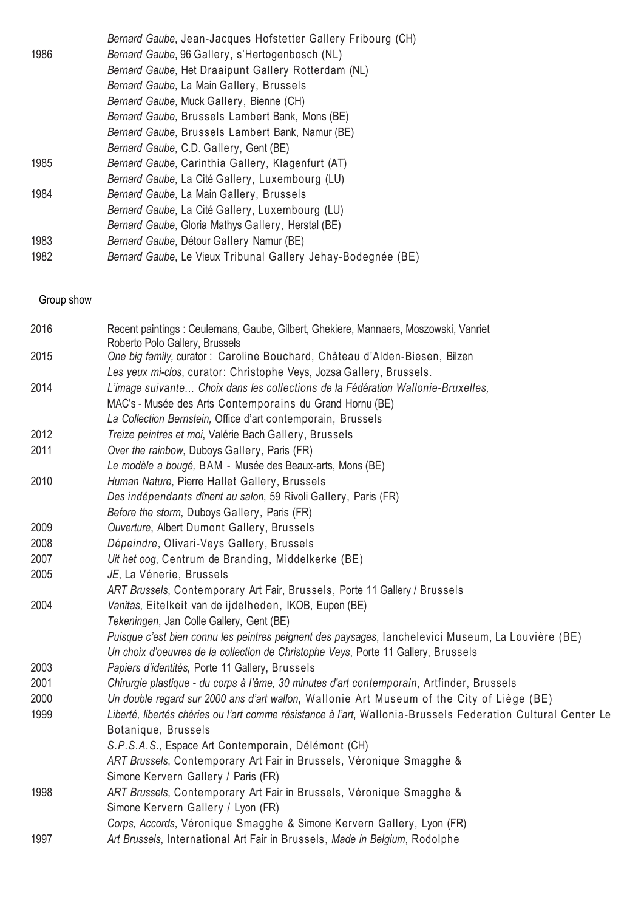| | |
|---|---|
| | *Bernard Gaube*, Jean-Jacques Hofstetter Gallery Fribourg (CH) |
| 1986 | *Bernard Gaube*, 96 Gallery, s'Hertogenbosch (NL) |
| | *Bernard Gaube*, Het Draaipunt Gallery Rotterdam (NL) |
| | *Bernard Gaube*, La Main Gallery, Brussels |
| | *Bernard Gaube*, Muck Gallery, Bienne (CH) |
| | *Bernard Gaube*, Brussels Lambert Bank, Mons (BE) |
| | *Bernard Gaube*, Brussels Lambert Bank, Namur (BE) |
| | *Bernard Gaube*, C.D. Gallery, Gent (BE) |
| 1985 | *Bernard Gaube*, Carinthia Gallery, Klagenfurt (AT) |
| | *Bernard Gaube*, La Cité Gallery, Luxembourg (LU) |
| 1984 | *Bernard Gaube*, La Main Gallery, Brussels |
| | *Bernard Gaube*, La Cité Gallery, Luxembourg (LU) |
| | *Bernard Gaube*, Gloria Mathys Gallery, Herstal (BE) |
| 1983 | *Bernard Gaube*, Détour Gallery Namur (BE) |
| 1982 | *Bernard Gaube*, Le Vieux Tribunal Gallery Jehay-Bodegnée (BE) |

Group show

| | |
|---|---|
| 2016 | Recent paintings : Ceulemans, Gaube, Gilbert, Ghekiere, Mannaers, Moszowski, Vanriet<br>Roberto Polo Gallery, Brussels |
| 2015 | *One big family,* curator : Caroline Bouchard, Château d'Alden-Biesen, Bilzen |
| | *Les yeux mi-clos*, curator: Christophe Veys, Jozsa Gallery, Brussels. |
| 2014 | *L'image suivante… Choix dans les collections de la Fédération Wallonie-Bruxelles,*<br>MAC's - Musée des Arts Contemporains du Grand Hornu (BE) |
| | *La Collection Bernstein,* Office d'art contemporain, Brussels |
| 2012 | *Treize peintres et moi*, Valérie Bach Gallery, Brussels |
| 2011 | *Over the rainbow*, Duboys Gallery, Paris (FR) |
| | *Le modèle a bougé,* BAM - Musée des Beaux-arts, Mons (BE) |
| 2010 | *Human Nature*, Pierre Hallet Gallery, Brussels |
| | *Des indépendants dînent au salon*, 59 Rivoli Gallery, Paris (FR) |
| | *Before the storm*, Duboys Gallery, Paris (FR) |
| 2009 | *Ouverture*, Albert Dumont Gallery, Brussels |
| 2008 | *Dépeindre*, Olivari-Veys Gallery, Brussels |
| 2007 | *Uit het oog*, Centrum de Branding, Middelkerke (BE) |
| 2005 | *JE*, La Vénerie, Brussels |
| | *ART Brussels*, Contemporary Art Fair, Brussels, Porte 11 Gallery / Brussels |
| 2004 | *Vanitas*, Eitelkeit van de ijdelheden, IKOB, Eupen (BE) |
| | *Tekeningen*, Jan Colle Gallery, Gent (BE) |
| | *Puisque c'est bien connu les peintres peignent des paysages*, Ianchelevici Museum, La Louvière (BE) |
| | *Un choix d'oeuvres de la collection de Christophe Veys*, Porte 11 Gallery, Brussels |
| 2003 | *Papiers d'identités,* Porte 11 Gallery, Brussels |
| 2001 | *Chirurgie plastique - du corps à l'âme, 30 minutes d'art contemporain*, Artfinder, Brussels |
| 2000 | *Un double regard sur 2000 ans d'art wallon*, Wallonie Art Museum of the City of Liège (BE) |
| 1999 | *Liberté, libertés chéries ou l'art comme résistance à l'art*, Wallonia-Brussels Federation Cultural Center Le Botanique, Brussels |
| | *S.P.S.A.S.,* Espace Art Contemporain, Délémont (CH) |
| | *ART Brussels*, Contemporary Art Fair in Brussels, Véronique Smagghe & Simone Kervern Gallery / Paris (FR) |
| 1998 | *ART Brussels*, Contemporary Art Fair in Brussels, Véronique Smagghe & Simone Kervern Gallery / Lyon (FR) |
| | *Corps, Accords*, Véronique Smagghe & Simone Kervern Gallery, Lyon (FR) |
| 1997 | *Art Brussels*, International Art Fair in Brussels, *Made in Belgium*, Rodolphe |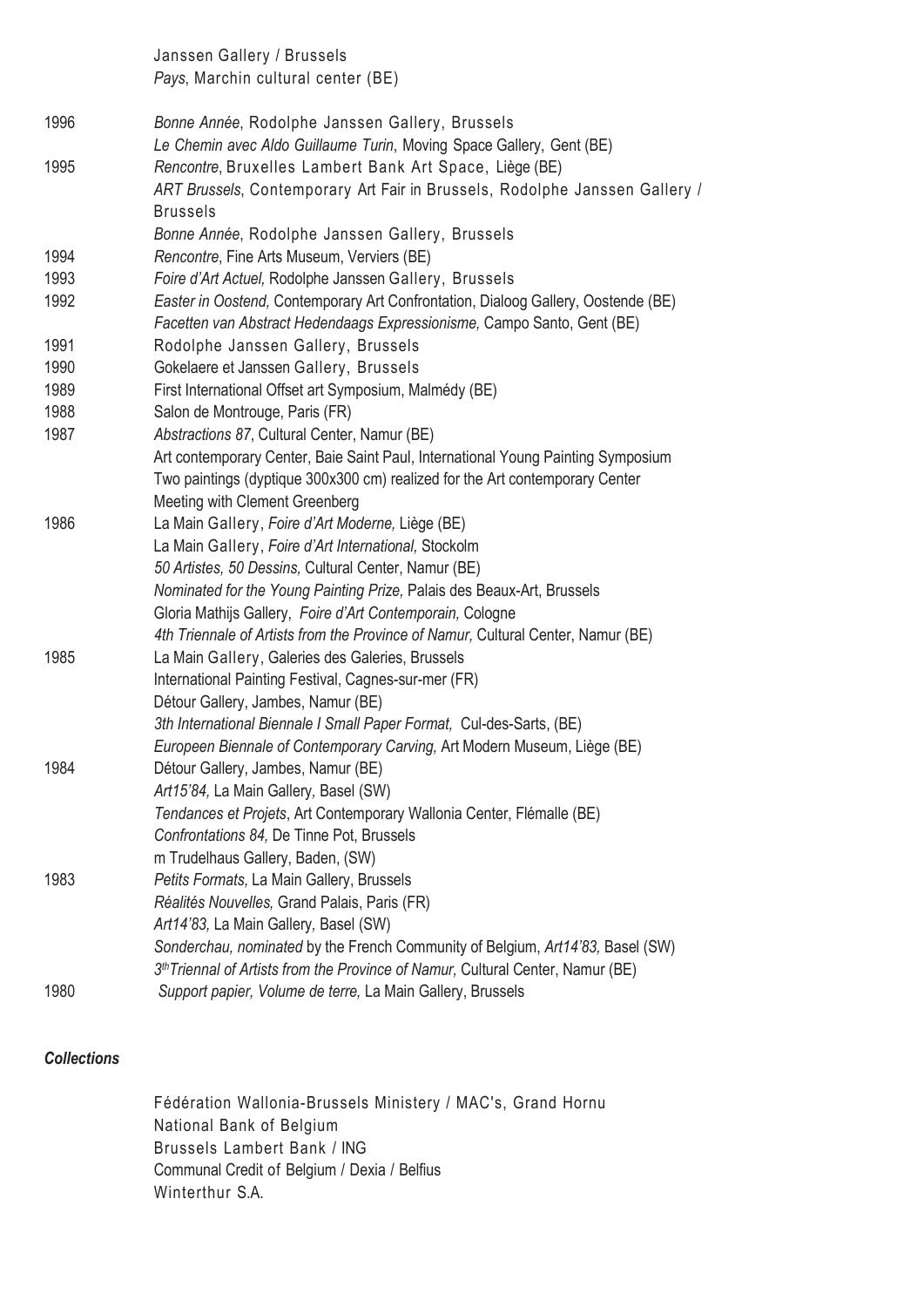| | |
|---|---|
| | Janssen Gallery / Brussels |
| | *Pays*, Marchin cultural center (BE) |
| 1996 | *Bonne Année*, Rodolphe Janssen Gallery, Brussels |
| | *Le Chemin avec Aldo Guillaume Turin*, Moving Space Gallery, Gent (BE) |
| 1995 | *Rencontre*, Bruxelles Lambert Bank Art Space, Liège (BE) |
| | *ART Brussels*, Contemporary Art Fair in Brussels, Rodolphe Janssen Gallery / Brussels |
| | *Bonne Année*, Rodolphe Janssen Gallery, Brussels |
| 1994 | *Rencontre*, Fine Arts Museum, Verviers (BE) |
| 1993 | *Foire d'Art Actuel,* Rodolphe Janssen Gallery, Brussels |
| 1992 | *Easter in Oostend,* Contemporary Art Confrontation, Dialoog Gallery, Oostende (BE) |
| | *Facetten van Abstract Hedendaags Expressionisme,* Campo Santo, Gent (BE) |
| 1991 | Rodolphe Janssen Gallery, Brussels |
| 1990 | Gokelaere et Janssen Gallery, Brussels |
| 1989 | First International Offset art Symposium, Malmédy (BE) |
| 1988 | Salon de Montrouge, Paris (FR) |
| 1987 | *Abstractions 87*, Cultural Center, Namur (BE) |
| | Art contemporary Center, Baie Saint Paul, International Young Painting Symposium |
| | Two paintings (dyptique 300x300 cm) realized for the Art contemporary Center |
| | Meeting with Clement Greenberg |
| 1986 | La Main Gallery, *Foire d'Art Moderne,* Liège (BE) |
| | La Main Gallery, *Foire d'Art International,* Stockolm |
| | *50 Artistes, 50 Dessins,* Cultural Center, Namur (BE) |
| | *Nominated for the Young Painting Prize,* Palais des Beaux-Art, Brussels |
| | Gloria Mathijs Gallery, *Foire d'Art Contemporain,* Cologne |
| | *4th Triennale of Artists from the Province of Namur,* Cultural Center, Namur (BE) |
| 1985 | La Main Gallery, Galeries des Galeries, Brussels |
| | International Painting Festival, Cagnes-sur-mer (FR) |
| | Détour Gallery, Jambes, Namur (BE) |
| | *3th International Biennale I Small Paper Format,* Cul-des-Sarts, (BE) |
| | *Europeen Biennale of Contemporary Carving,* Art Modern Museum, Liège (BE) |
| 1984 | Détour Gallery, Jambes, Namur (BE) |
| | *Art15'84,* La Main Gallery*,* Basel (SW) |
| | *Tendances et Projets*, Art Contemporary Wallonia Center, Flémalle (BE) |
| | *Confrontations 84,* De Tinne Pot, Brussels |
| | m Trudelhaus Gallery, Baden, (SW) |
| 1983 | *Petits Formats,* La Main Gallery, Brussels |
| | *Réalités Nouvelles,* Grand Palais, Paris (FR) |
| | *Art14'83,* La Main Gallery*,* Basel (SW) |
| | *Sonderchau, nominated* by the French Community of Belgium, *Art14'83,* Basel (SW) |
| | *3thTriennal of Artists from the Province of Namur,* Cultural Center, Namur (BE) |
| 1980 | *Support papier, Volume de terre,* La Main Gallery, Brussels |

### *Collections*

Fédération Wallonia-Brussels Ministery / MAC's, Grand Hornu
National Bank of Belgium
Brussels Lambert Bank / ING
Communal Credit of Belgium / Dexia / Belfius
Winterthur S.A.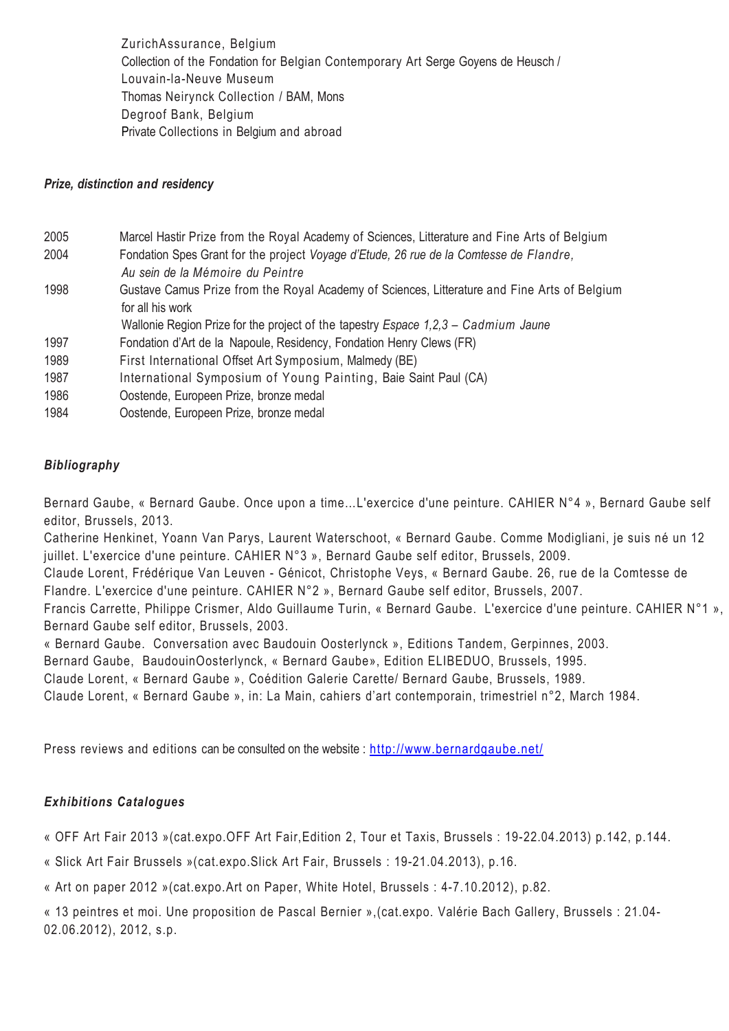ZurichAssurance, Belgium
Collection of the Fondation for Belgian Contemporary Art Serge Goyens de Heusch / Louvain-la-Neuve Museum
Thomas Neirynck Collection / BAM, Mons
Degroof Bank, Belgium
Private Collections in Belgium and abroad

### *Prize, distinction and residency*

| | |
|---|---|
| 2005 | Marcel Hastir Prize from the Royal Academy of Sciences, Litterature and Fine Arts of Belgium |
| 2004 | Fondation Spes Grant for the project *Voyage d'Etude, 26 rue de la Comtesse de Flandre, Au sein de la Mémoire du Peintre* |
| 1998 | Gustave Camus Prize from the Royal Academy of Sciences, Litterature and Fine Arts of Belgium for all his work |
| | Wallonie Region Prize for the project of the tapestry *Espace 1,2,3 – Cadmium Jaune* |
| 1997 | Fondation d'Art de la Napoule, Residency, Fondation Henry Clews (FR) |
| 1989 | First International Offset Art Symposium, Malmedy (BE) |
| 1987 | International Symposium of Young Painting, Baie Saint Paul (CA) |
| 1986 | Oostende, Europeen Prize, bronze medal |
| 1984 | Oostende, Europeen Prize, bronze medal |

### *Bibliography*

Bernard Gaube, « Bernard Gaube. Once upon a time...L'exercice d'une peinture. CAHIER N°4 », Bernard Gaube self editor, Brussels, 2013.
Catherine Henkinet, Yoann Van Parys, Laurent Waterschoot, « Bernard Gaube. Comme Modigliani, je suis né un 12 juillet. L'exercice d'une peinture. CAHIER N°3 », Bernard Gaube self editor, Brussels, 2009.
Claude Lorent, Frédérique Van Leuven - Génicot, Christophe Veys, « Bernard Gaube. 26, rue de la Comtesse de Flandre. L'exercice d'une peinture. CAHIER N°2 », Bernard Gaube self editor, Brussels, 2007.
Francis Carrette, Philippe Crismer, Aldo Guillaume Turin, « Bernard Gaube. L'exercice d'une peinture. CAHIER N°1 », Bernard Gaube self editor, Brussels, 2003.
« Bernard Gaube. Conversation avec Baudouin Oosterlynck », Editions Tandem, Gerpinnes, 2003.
Bernard Gaube, BaudouinOosterlynck, « Bernard Gaube», Edition ELIBEDUO, Brussels, 1995.
Claude Lorent, « Bernard Gaube », Coédition Galerie Carette/ Bernard Gaube, Brussels, 1989.
Claude Lorent, « Bernard Gaube », in: La Main, cahiers d'art contemporain, trimestriel n°2, March 1984.

Press reviews and editions can be consulted on the website : http://www.bernardgaube.net/

### *Exhibitions Catalogues*

« OFF Art Fair 2013 »(cat.expo.OFF Art Fair,Edition 2, Tour et Taxis, Brussels : 19-22.04.2013) p.142, p.144.

« Slick Art Fair Brussels »(cat.expo.Slick Art Fair, Brussels : 19-21.04.2013), p.16.

« Art on paper 2012 »(cat.expo.Art on Paper, White Hotel, Brussels : 4-7.10.2012), p.82.

« 13 peintres et moi. Une proposition de Pascal Bernier »,(cat.expo. Valérie Bach Gallery, Brussels : 21.04-02.06.2012), 2012, s.p.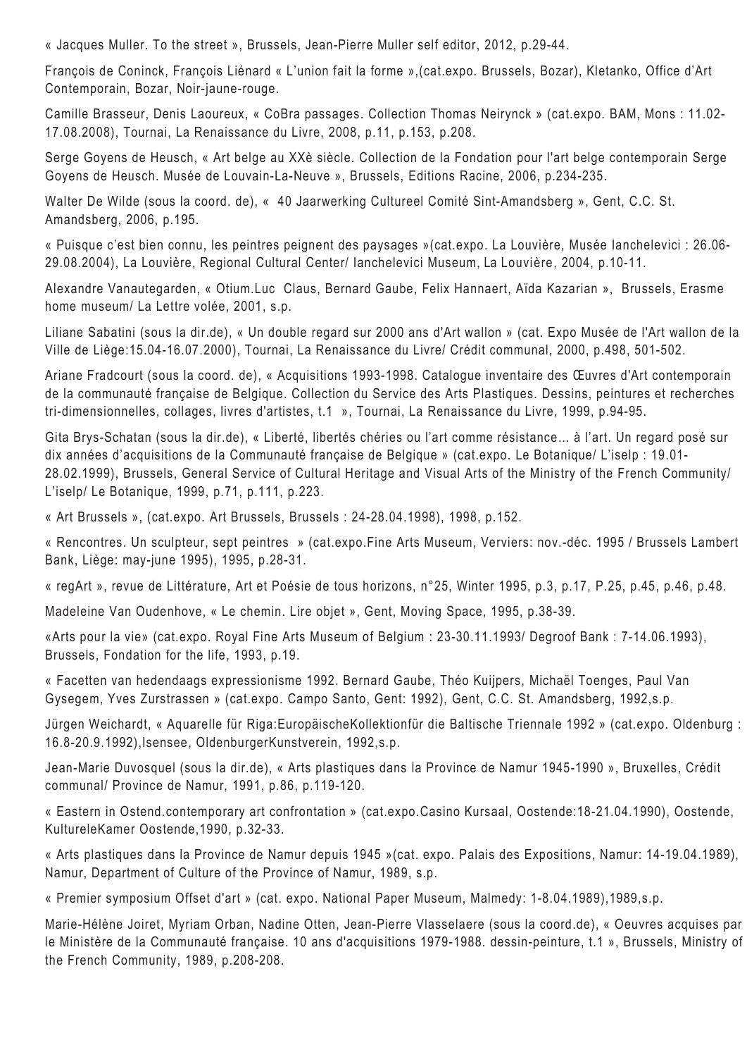« Jacques Muller. To the street », Brussels, Jean-Pierre Muller self editor, 2012, p.29-44.

François de Coninck, François Liénard « L'union fait la forme »,(cat.expo. Brussels, Bozar), Kletanko, Office d'Art Contemporain, Bozar, Noir-jaune-rouge.

Camille Brasseur, Denis Laoureux, « CoBra passages. Collection Thomas Neirynck » (cat.expo. BAM, Mons : 11.02-17.08.2008), Tournai, La Renaissance du Livre, 2008, p.11, p.153, p.208.

Serge Goyens de Heusch, « Art belge au XXè siècle. Collection de la Fondation pour l'art belge contemporain Serge Goyens de Heusch. Musée de Louvain-La-Neuve », Brussels, Editions Racine, 2006, p.234-235.

Walter De Wilde (sous la coord. de), « 40 Jaarwerking Cultureel Comité Sint-Amandsberg », Gent, C.C. St. Amandsberg, 2006, p.195.

« Puisque c'est bien connu, les peintres peignent des paysages »(cat.expo. La Louvière, Musée Ianchelevici : 26.06-29.08.2004), La Louvière, Regional Cultural Center/ Ianchelevici Museum, La Louvière, 2004, p.10-11.

Alexandre Vanautegarden, « Otium.Luc Claus, Bernard Gaube, Felix Hannaert, Aïda Kazarian », Brussels, Erasme home museum/ La Lettre volée, 2001, s.p.

Liliane Sabatini (sous la dir.de), « Un double regard sur 2000 ans d'Art wallon » (cat. Expo Musée de l'Art wallon de la Ville de Liège:15.04-16.07.2000), Tournai, La Renaissance du Livre/ Crédit communal, 2000, p.498, 501-502.

Ariane Fradcourt (sous la coord. de), « Acquisitions 1993-1998. Catalogue inventaire des Œuvres d'Art contemporain de la communauté française de Belgique. Collection du Service des Arts Plastiques. Dessins, peintures et recherches tri-dimensionnelles, collages, livres d'artistes, t.1 », Tournai, La Renaissance du Livre, 1999, p.94-95.

Gita Brys-Schatan (sous la dir.de), « Liberté, libertés chéries ou l'art comme résistance... à l'art. Un regard posé sur dix années d'acquisitions de la Communauté française de Belgique » (cat.expo. Le Botanique/ L'iselp : 19.01-28.02.1999), Brussels, General Service of Cultural Heritage and Visual Arts of the Ministry of the French Community/ L'iselp/ Le Botanique, 1999, p.71, p.111, p.223.

« Art Brussels », (cat.expo. Art Brussels, Brussels : 24-28.04.1998), 1998, p.152.

« Rencontres. Un sculpteur, sept peintres » (cat.expo.Fine Arts Museum, Verviers: nov.-déc. 1995 / Brussels Lambert Bank, Liège: may-june 1995), 1995, p.28-31.

« regArt », revue de Littérature, Art et Poésie de tous horizons, n°25, Winter 1995, p.3, p.17, P.25, p.45, p.46, p.48.

Madeleine Van Oudenhove, « Le chemin. Lire objet », Gent, Moving Space, 1995, p.38-39.

«Arts pour la vie» (cat.expo. Royal Fine Arts Museum of Belgium : 23-30.11.1993/ Degroof Bank : 7-14.06.1993), Brussels, Fondation for the life, 1993, p.19.

« Facetten van hedendaags expressionisme 1992. Bernard Gaube, Théo Kuijpers, Michaël Toenges, Paul Van Gysegem, Yves Zurstrassen » (cat.expo. Campo Santo, Gent: 1992), Gent, C.C. St. Amandsberg, 1992,s.p.

Jürgen Weichardt, « Aquarelle für Riga:EuropäischeKollektionfür die Baltische Triennale 1992 » (cat.expo. Oldenburg : 16.8-20.9.1992),Isensee, OldenburgerKunstverein, 1992,s.p.

Jean-Marie Duvosquel (sous la dir.de), « Arts plastiques dans la Province de Namur 1945-1990 », Bruxelles, Crédit communal/ Province de Namur, 1991, p.86, p.119-120.

« Eastern in Ostend.contemporary art confrontation » (cat.expo.Casino Kursaal, Oostende:18-21.04.1990), Oostende, KultureleKamer Oostende,1990, p.32-33.

« Arts plastiques dans la Province de Namur depuis 1945 »(cat. expo. Palais des Expositions, Namur: 14-19.04.1989), Namur, Department of Culture of the Province of Namur, 1989, s.p.

« Premier symposium Offset d'art » (cat. expo. National Paper Museum, Malmedy: 1-8.04.1989),1989,s.p.

Marie-Hélène Joiret, Myriam Orban, Nadine Otten, Jean-Pierre Vlasselaere (sous la coord.de), « Oeuvres acquises par le Ministère de la Communauté française. 10 ans d'acquisitions 1979-1988. dessin-peinture, t.1 », Brussels, Ministry of the French Community, 1989, p.208-208.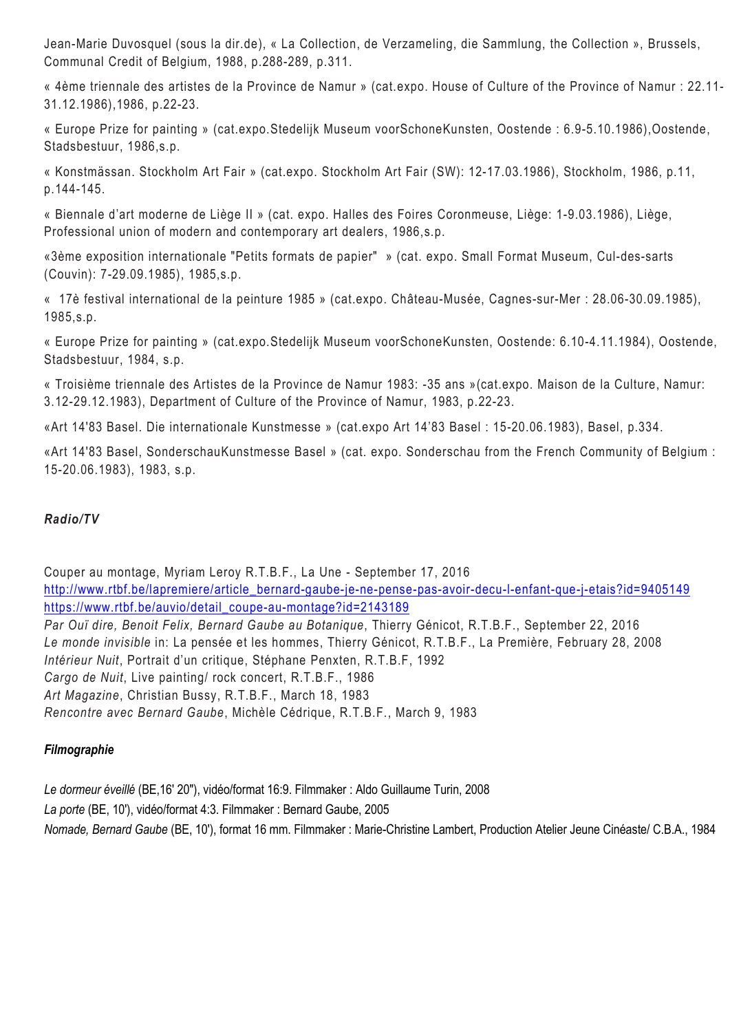Jean-Marie Duvosquel (sous la dir.de), « La Collection, de Verzameling, die Sammlung, the Collection », Brussels, Communal Credit of Belgium, 1988, p.288-289, p.311.

« 4ème triennale des artistes de la Province de Namur » (cat.expo. House of Culture of the Province of Namur : 22.11-31.12.1986),1986, p.22-23.

« Europe Prize for painting » (cat.expo.Stedelijk Museum voorSchoneKunsten, Oostende : 6.9-5.10.1986),Oostende, Stadsbestuur, 1986,s.p.

« Konstmässan. Stockholm Art Fair » (cat.expo. Stockholm Art Fair (SW): 12-17.03.1986), Stockholm, 1986, p.11, p.144-145.

« Biennale d'art moderne de Liège II » (cat. expo. Halles des Foires Coronmeuse, Liège: 1-9.03.1986), Liège, Professional union of modern and contemporary art dealers, 1986,s.p.

«3ème exposition internationale "Petits formats de papier" » (cat. expo. Small Format Museum, Cul-des-sarts (Couvin): 7-29.09.1985), 1985,s.p.

« 17è festival international de la peinture 1985 » (cat.expo. Château-Musée, Cagnes-sur-Mer : 28.06-30.09.1985), 1985,s.p.

« Europe Prize for painting » (cat.expo.Stedelijk Museum voorSchoneKunsten, Oostende: 6.10-4.11.1984), Oostende, Stadsbestuur, 1984, s.p.

« Troisième triennale des Artistes de la Province de Namur 1983: -35 ans »(cat.expo. Maison de la Culture, Namur: 3.12-29.12.1983), Department of Culture of the Province of Namur, 1983, p.22-23.

«Art 14'83 Basel. Die internationale Kunstmesse » (cat.expo Art 14'83 Basel : 15-20.06.1983), Basel, p.334.

«Art 14'83 Basel, SonderschauKunstmesse Basel » (cat. expo. Sonderschau from the French Community of Belgium : 15-20.06.1983), 1983, s.p.

### *Radio/TV*

Couper au montage, Myriam Leroy R.T.B.F., La Une - September 17, 2016
http://www.rtbf.be/lapremiere/article_bernard-gaube-je-ne-pense-pas-avoir-decu-l-enfant-que-j-etais?id=9405149
https://www.rtbf.be/auvio/detail_coupe-au-montage?id=2143189
*Par Ouï dire, Benoit Felix, Bernard Gaube au Botanique*, Thierry Génicot, R.T.B.F., September 22, 2016
*Le monde invisible* in: La pensée et les hommes, Thierry Génicot, R.T.B.F., La Première, February 28, 2008
*Intérieur Nuit*, Portrait d'un critique, Stéphane Penxten, R.T.B.F, 1992
*Cargo de Nuit*, Live painting/ rock concert, R.T.B.F., 1986
*Art Magazine*, Christian Bussy, R.T.B.F., March 18, 1983
*Rencontre avec Bernard Gaube*, Michèle Cédrique, R.T.B.F., March 9, 1983

### *Filmographie*

*Le dormeur éveillé* (BE,16' 20"), vidéo/format 16:9. Filmmaker : Aldo Guillaume Turin, 2008
*La porte* (BE, 10'), vidéo/format 4:3. Filmmaker : Bernard Gaube, 2005
*Nomade, Bernard Gaube* (BE, 10'), format 16 mm. Filmmaker : Marie-Christine Lambert, Production Atelier Jeune Cinéaste/ C.B.A., 1984